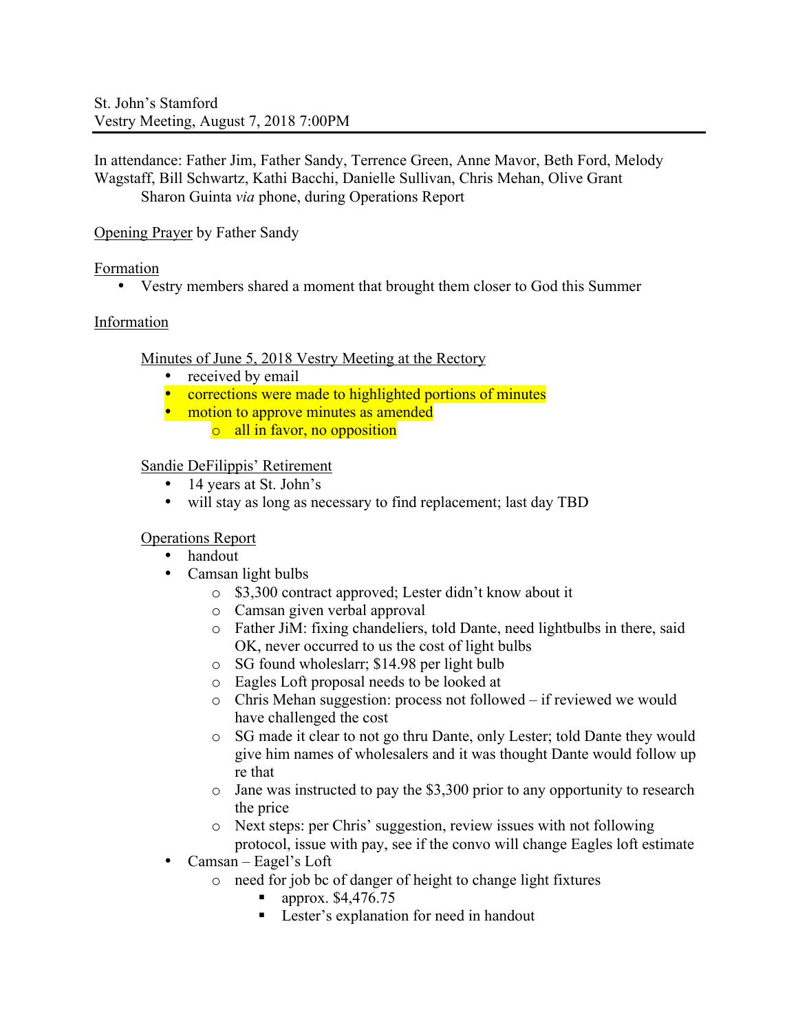St. John's Stamford
Vestry Meeting, August 7, 2018 7:00PM

In attendance: Father Jim, Father Sandy, Terrence Green, Anne Mavor, Beth Ford, Melody Wagstaff, Bill Schwartz, Kathi Bacchi, Danielle Sullivan, Chris Mehan, Olive Grant
Sharon Guinta *via* phone, during Operations Report

Opening Prayer by Father Sandy

Formation

- Vestry members shared a moment that brought them closer to God this Summer

Information

Minutes of June 5, 2018 Vestry Meeting at the Rectory

- received by email
- corrections were made to highlighted portions of minutes
- motion to approve minutes as amended
  - all in favor, no opposition

Sandie DeFilippis' Retirement

- 14 years at St. John's
- will stay as long as necessary to find replacement; last day TBD

Operations Report

- handout
- Camsan light bulbs
  - $3,300 contract approved; Lester didn't know about it
  - Camsan given verbal approval
  - Father JiM: fixing chandeliers, told Dante, need lightbulbs in there, said OK, never occurred to us the cost of light bulbs
  - SG found wholeslarr; $14.98 per light bulb
  - Eagles Loft proposal needs to be looked at
  - Chris Mehan suggestion: process not followed – if reviewed we would have challenged the cost
  - SG made it clear to not go thru Dante, only Lester; told Dante they would give him names of wholesalers and it was thought Dante would follow up re that
  - Jane was instructed to pay the $3,300 prior to any opportunity to research the price
  - Next steps: per Chris' suggestion, review issues with not following protocol, issue with pay, see if the convo will change Eagles loft estimate
- Camsan – Eagel's Loft
  - need for job bc of danger of height to change light fixtures
    - approx. $4,476.75
    - Lester's explanation for need in handout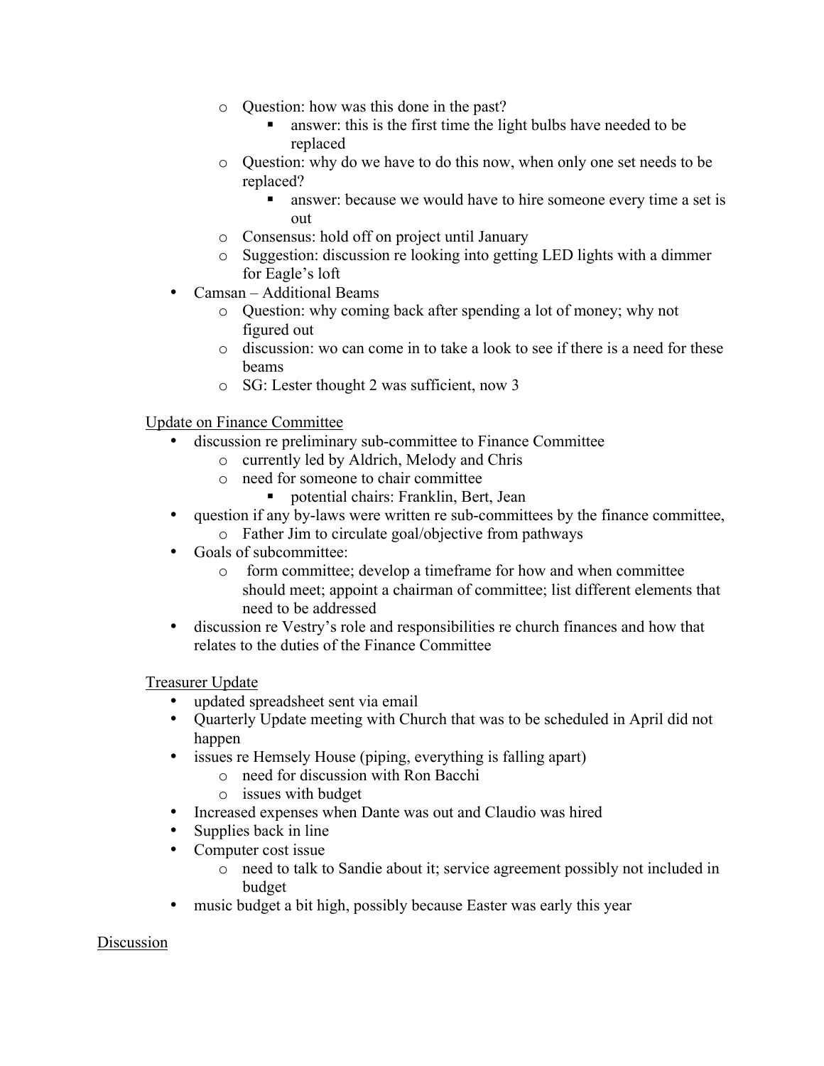- Question: how was this done in the past?
      - answer: this is the first time the light bulbs have needed to be replaced
    - Question: why do we have to do this now, when only one set needs to be replaced?
      - answer: because we would have to hire someone every time a set is out
    - Consensus: hold off on project until January
    - Suggestion: discussion re looking into getting LED lights with a dimmer for Eagle's loft
- Camsan – Additional Beams
    - Question: why coming back after spending a lot of money; why not figured out
    - discussion: wo can come in to take a look to see if there is a need for these beams
    - SG: Lester thought 2 was sufficient, now 3

<u>Update on Finance Committee</u>

- discussion re preliminary sub-committee to Finance Committee
    - currently led by Aldrich, Melody and Chris
    - need for someone to chair committee
      - potential chairs: Franklin, Bert, Jean
- question if any by-laws were written re sub-committees by the finance committee,
    - Father Jim to circulate goal/objective from pathways
- Goals of subcommittee:
    - form committee; develop a timeframe for how and when committee should meet; appoint a chairman of committee; list different elements that need to be addressed
- discussion re Vestry's role and responsibilities re church finances and how that relates to the duties of the Finance Committee

<u>Treasurer Update</u>

- updated spreadsheet sent via email
- Quarterly Update meeting with Church that was to be scheduled in April did not happen
- issues re Hemsely House (piping, everything is falling apart)
    - need for discussion with Ron Bacchi
    - issues with budget
- Increased expenses when Dante was out and Claudio was hired
- Supplies back in line
- Computer cost issue
    - need to talk to Sandie about it; service agreement possibly not included in budget
- music budget a bit high, possibly because Easter was early this year

<u>Discussion</u>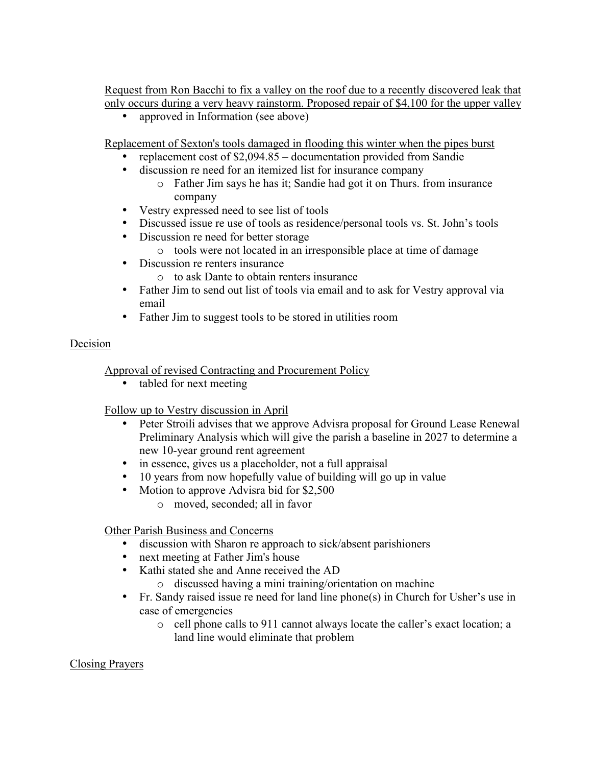Request from Ron Bacchi to fix a valley on the roof due to a recently discovered leak that only occurs during a very heavy rainstorm. Proposed repair of $4,100 for the upper valley

- approved in Information (see above)

Replacement of Sexton's tools damaged in flooding this winter when the pipes burst

- replacement cost of $2,094.85 – documentation provided from Sandie
- discussion re need for an itemized list for insurance company
    - Father Jim says he has it; Sandie had got it on Thurs. from insurance company
- Vestry expressed need to see list of tools
- Discussed issue re use of tools as residence/personal tools vs. St. John's tools
- Discussion re need for better storage
    - tools were not located in an irresponsible place at time of damage
- Discussion re renters insurance
    - to ask Dante to obtain renters insurance
- Father Jim to send out list of tools via email and to ask for Vestry approval via email
- Father Jim to suggest tools to be stored in utilities room

## Decision

Approval of revised Contracting and Procurement Policy

- tabled for next meeting

Follow up to Vestry discussion in April

- Peter Stroili advises that we approve Advisra proposal for Ground Lease Renewal Preliminary Analysis which will give the parish a baseline in 2027 to determine a new 10-year ground rent agreement
- in essence, gives us a placeholder, not a full appraisal
- 10 years from now hopefully value of building will go up in value
- Motion to approve Advisra bid for $2,500
    - moved, seconded; all in favor

Other Parish Business and Concerns

- discussion with Sharon re approach to sick/absent parishioners
- next meeting at Father Jim's house
- Kathi stated she and Anne received the AD
    - discussed having a mini training/orientation on machine
- Fr. Sandy raised issue re need for land line phone(s) in Church for Usher's use in case of emergencies
    - cell phone calls to 911 cannot always locate the caller's exact location; a land line would eliminate that problem

## Closing Prayers